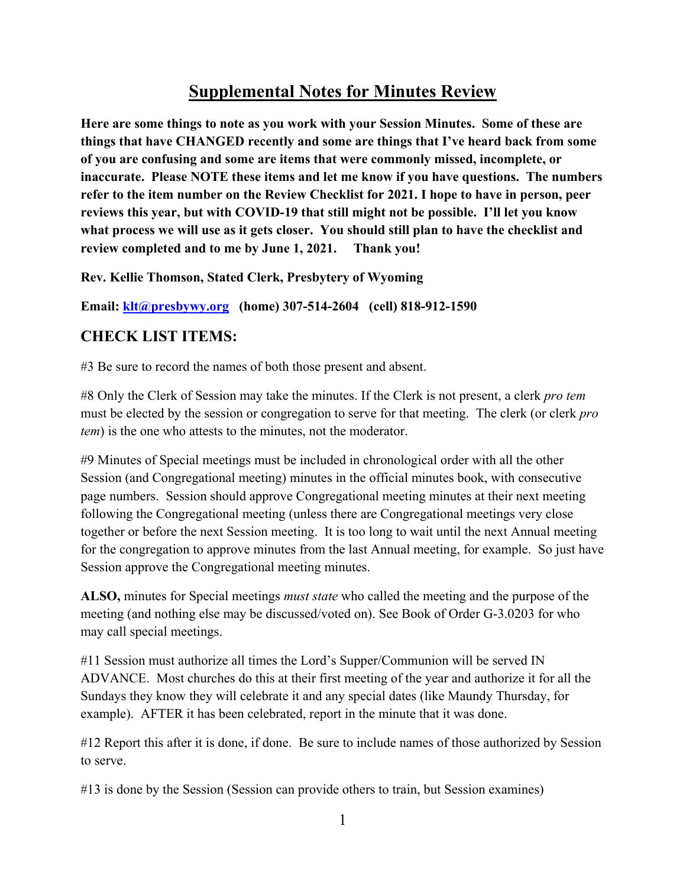# Supplemental Notes for Minutes Review

**Here are some things to note as you work with your Session Minutes. Some of these are things that have CHANGED recently and some are things that I've heard back from some of you are confusing and some are items that were commonly missed, incomplete, or inaccurate. Please NOTE these items and let me know if you have questions. The numbers refer to the item number on the Review Checklist for 2021. I hope to have in person, peer reviews this year, but with COVID-19 that still might not be possible. I'll let you know what process we will use as it gets closer. You should still plan to have the checklist and review completed and to me by June 1, 2021. Thank you!**

**Rev. Kellie Thomson, Stated Clerk, Presbytery of Wyoming**

**Email: [klt@presbywy.org](mailto:klt@presbywy.org) (home) 307-514-2604 (cell) 818-912-1590**

## CHECK LIST ITEMS:

#3 Be sure to record the names of both those present and absent.

#8 Only the Clerk of Session may take the minutes. If the Clerk is not present, a clerk *pro tem* must be elected by the session or congregation to serve for that meeting. The clerk (or clerk *pro tem*) is the one who attests to the minutes, not the moderator.

#9 Minutes of Special meetings must be included in chronological order with all the other Session (and Congregational meeting) minutes in the official minutes book, with consecutive page numbers. Session should approve Congregational meeting minutes at their next meeting following the Congregational meeting (unless there are Congregational meetings very close together or before the next Session meeting. It is too long to wait until the next Annual meeting for the congregation to approve minutes from the last Annual meeting, for example. So just have Session approve the Congregational meeting minutes.

**ALSO,** minutes for Special meetings *must state* who called the meeting and the purpose of the meeting (and nothing else may be discussed/voted on). See Book of Order G-3.0203 for who may call special meetings.

#11 Session must authorize all times the Lord's Supper/Communion will be served IN ADVANCE. Most churches do this at their first meeting of the year and authorize it for all the Sundays they know they will celebrate it and any special dates (like Maundy Thursday, for example). AFTER it has been celebrated, report in the minute that it was done.

#12 Report this after it is done, if done. Be sure to include names of those authorized by Session to serve.

#13 is done by the Session (Session can provide others to train, but Session examines)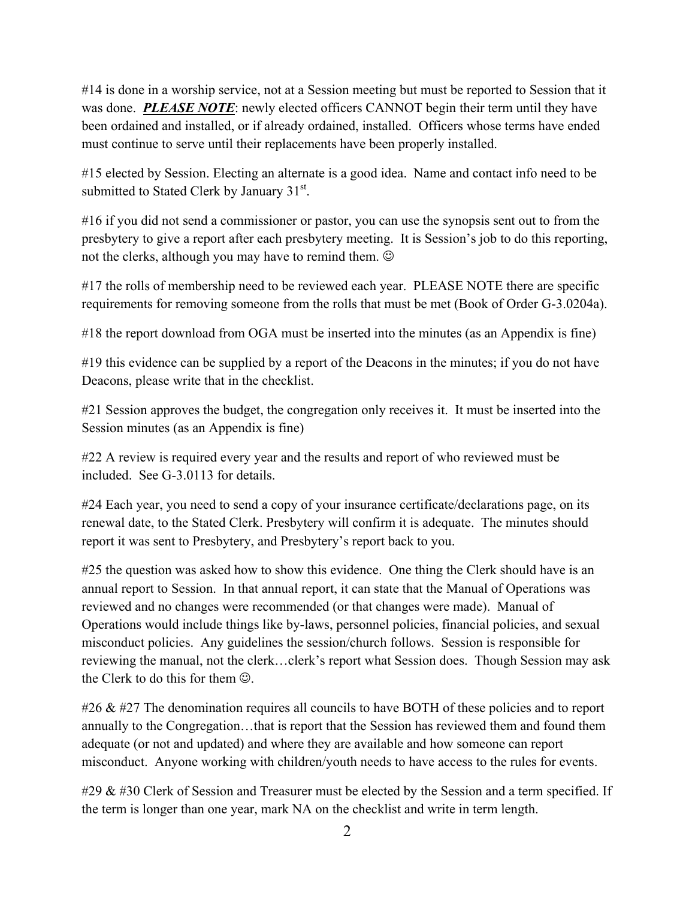#14 is done in a worship service, not at a Session meeting but must be reported to Session that it was done. ***PLEASE NOTE***: newly elected officers CANNOT begin their term until they have been ordained and installed, or if already ordained, installed. Officers whose terms have ended must continue to serve until their replacements have been properly installed.

#15 elected by Session. Electing an alternate is a good idea. Name and contact info need to be submitted to Stated Clerk by January 31st.

#16 if you did not send a commissioner or pastor, you can use the synopsis sent out to from the presbytery to give a report after each presbytery meeting. It is Session's job to do this reporting, not the clerks, although you may have to remind them. ☺

#17 the rolls of membership need to be reviewed each year. PLEASE NOTE there are specific requirements for removing someone from the rolls that must be met (Book of Order G-3.0204a).

#18 the report download from OGA must be inserted into the minutes (as an Appendix is fine)

#19 this evidence can be supplied by a report of the Deacons in the minutes; if you do not have Deacons, please write that in the checklist.

#21 Session approves the budget, the congregation only receives it. It must be inserted into the Session minutes (as an Appendix is fine)

#22 A review is required every year and the results and report of who reviewed must be included. See G-3.0113 for details.

#24 Each year, you need to send a copy of your insurance certificate/declarations page, on its renewal date, to the Stated Clerk. Presbytery will confirm it is adequate. The minutes should report it was sent to Presbytery, and Presbytery's report back to you.

#25 the question was asked how to show this evidence. One thing the Clerk should have is an annual report to Session. In that annual report, it can state that the Manual of Operations was reviewed and no changes were recommended (or that changes were made). Manual of Operations would include things like by-laws, personnel policies, financial policies, and sexual misconduct policies. Any guidelines the session/church follows. Session is responsible for reviewing the manual, not the clerk…clerk's report what Session does. Though Session may ask the Clerk to do this for them ☺.

#26 & #27 The denomination requires all councils to have BOTH of these policies and to report annually to the Congregation…that is report that the Session has reviewed them and found them adequate (or not and updated) and where they are available and how someone can report misconduct. Anyone working with children/youth needs to have access to the rules for events.

#29 & #30 Clerk of Session and Treasurer must be elected by the Session and a term specified. If the term is longer than one year, mark NA on the checklist and write in term length.